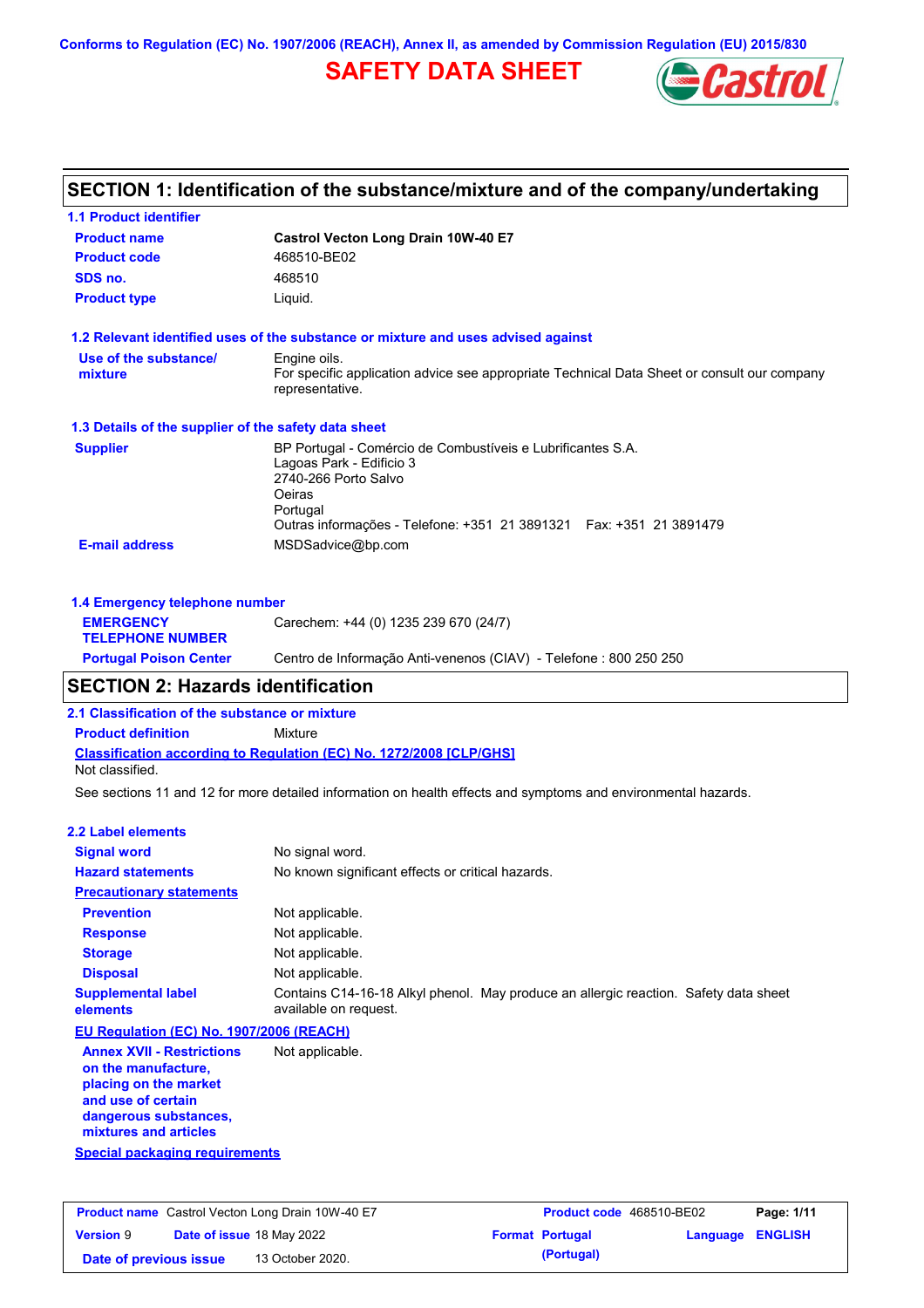Conforms to Regulation (EC) No. 1907/2006 (REACH), Annex II, as amended by Commission Regulation (EU) 2015/830

# SAFETY DATA SHEET

## SECTION 1: Identification of the substance/mixture and of the company/undertaking

### 1.1 Product identifier

| | |
|---|---|
| **Product name** | **Castrol Vecton Long Drain 10W-40 E7** |
| **Product code** | 468510-BE02 |
| **SDS no.** | 468510 |
| **Product type** | Liquid. |

### 1.2 Relevant identified uses of the substance or mixture and uses advised against

| | |
|---|---|
| **Use of the substance/ mixture** | Engine oils. For specific application advice see appropriate Technical Data Sheet or consult our company representative. |

### 1.3 Details of the supplier of the safety data sheet

| | |
|---|---|
| **Supplier** | BP Portugal - Comércio de Combustíveis e Lubrificantes S.A. Lagoas Park - Edificio 3 2740-266 Porto Salvo Oeiras Portugal Outras informações - Telefone: +351 21 3891321 Fax: +351 21 3891479 |
| **E-mail address** | MSDSadvice@bp.com |

### 1.4 Emergency telephone number

| | |
|---|---|
| **EMERGENCY TELEPHONE NUMBER** | Carechem: +44 (0) 1235 239 670 (24/7) |
| **Portugal Poison Center** | Centro de Informação Anti-venenos (CIAV) - Telefone : 800 250 250 |

## SECTION 2: Hazards identification

### 2.1 Classification of the substance or mixture

**Product definition** Mixture

**Classification according to Regulation (EC) No. 1272/2008 [CLP/GHS]**

Not classified.

See sections 11 and 12 for more detailed information on health effects and symptoms and environmental hazards.

### 2.2 Label elements

| | |
|---|---|
| **Signal word** | No signal word. |
| **Hazard statements** | No known significant effects or critical hazards. |
| **Precautionary statements** | |
| **Prevention** | Not applicable. |
| **Response** | Not applicable. |
| **Storage** | Not applicable. |
| **Disposal** | Not applicable. |
| **Supplemental label elements** | Contains C14-16-18 Alkyl phenol. May produce an allergic reaction. Safety data sheet available on request. |

**EU Regulation (EC) No. 1907/2006 (REACH)**

| | |
|---|---|
| **Annex XVII - Restrictions on the manufacture, placing on the market and use of certain dangerous substances, mixtures and articles** | Not applicable. |

**Special packaging requirements**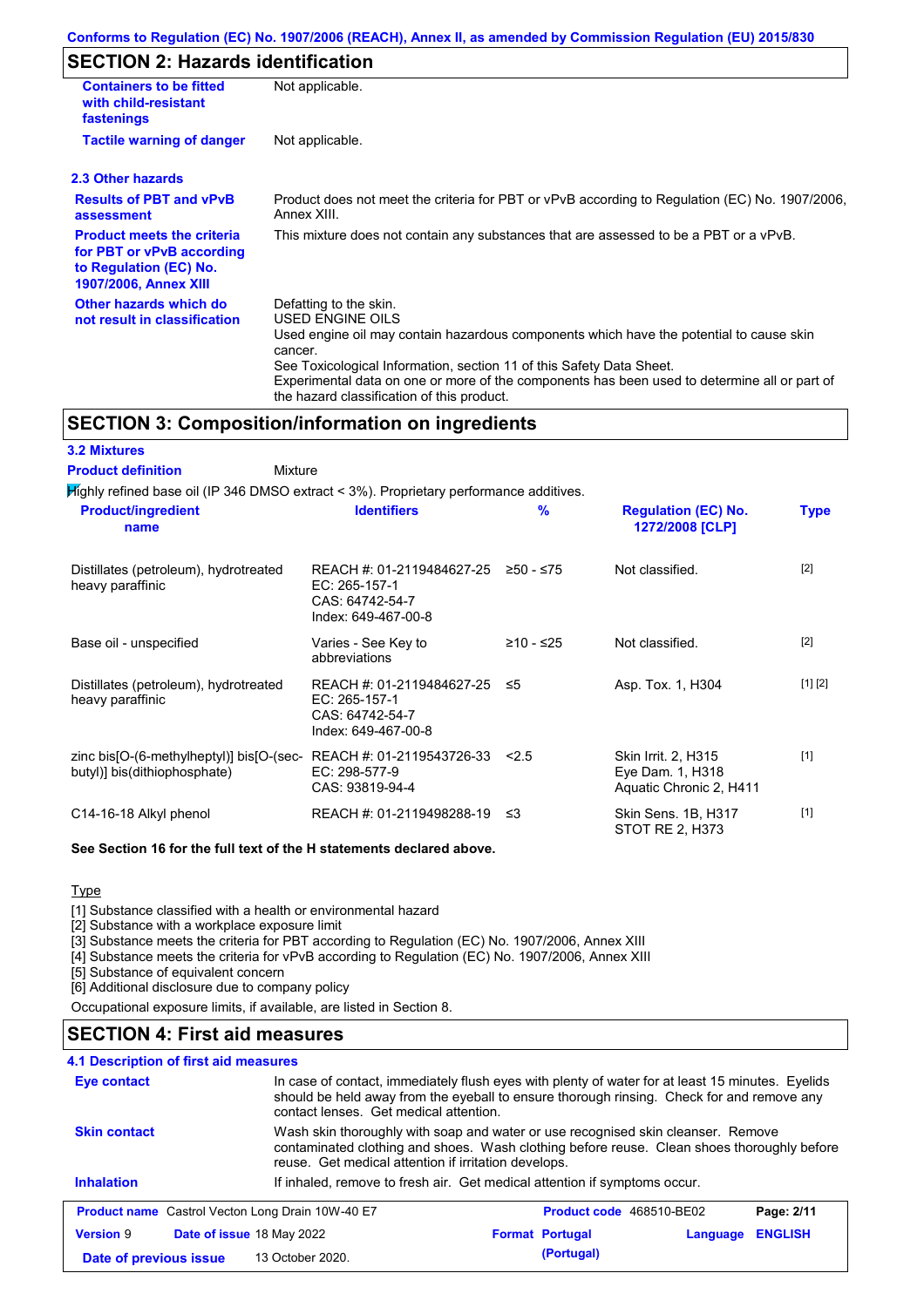## SECTION 2: Hazards identification

| | |
|---|---|
| **Containers to be fitted with child-resistant fastenings** | Not applicable. |
| **Tactile warning of danger** | Not applicable. |

### 2.3 Other hazards

| | |
|---|---|
| **Results of PBT and vPvB assessment** | Product does not meet the criteria for PBT or vPvB according to Regulation (EC) No. 1907/2006, Annex XIII. |
| **Product meets the criteria for PBT or vPvB according to Regulation (EC) No. 1907/2006, Annex XIII** | This mixture does not contain any substances that are assessed to be a PBT or a vPvB. |
| **Other hazards which do not result in classification** | Defatting to the skin.<br>USED ENGINE OILS<br>Used engine oil may contain hazardous components which have the potential to cause skin cancer.<br>See Toxicological Information, section 11 of this Safety Data Sheet.<br>Experimental data on one or more of the components has been used to determine all or part of the hazard classification of this product. |

## SECTION 3: Composition/information on ingredients

### 3.2 Mixtures

**Product definition** Mixture

Highly refined base oil (IP 346 DMSO extract < 3%). Proprietary performance additives.

| Product/ingredient name | Identifiers | % | Regulation (EC) No. 1272/2008 [CLP] | Type |
|---|---|---|---|---|
| Distillates (petroleum), hydrotreated heavy paraffinic | REACH #: 01-2119484627-25<br>EC: 265-157-1<br>CAS: 64742-54-7<br>Index: 649-467-00-8 | ≥50 - ≤75 | Not classified. | [2] |
| Base oil - unspecified | Varies - See Key to abbreviations | ≥10 - ≤25 | Not classified. | [2] |
| Distillates (petroleum), hydrotreated heavy paraffinic | REACH #: 01-2119484627-25<br>EC: 265-157-1<br>CAS: 64742-54-7<br>Index: 649-467-00-8 | ≤5 | Asp. Tox. 1, H304 | [1] [2] |
| zinc bis[O-(6-methylheptyl)] bis[O-(sec-butyl)] bis(dithiophosphate) | REACH #: 01-2119543726-33<br>EC: 298-577-9<br>CAS: 93819-94-4 | <2.5 | Skin Irrit. 2, H315<br>Eye Dam. 1, H318<br>Aquatic Chronic 2, H411 | [1] |
| C14-16-18 Alkyl phenol | REACH #: 01-2119498288-19 | ≤3 | Skin Sens. 1B, H317<br>STOT RE 2, H373 | [1] |

**See Section 16 for the full text of the H statements declared above.**

Type

[1] Substance classified with a health or environmental hazard
[2] Substance with a workplace exposure limit
[3] Substance meets the criteria for PBT according to Regulation (EC) No. 1907/2006, Annex XIII
[4] Substance meets the criteria for vPvB according to Regulation (EC) No. 1907/2006, Annex XIII
[5] Substance of equivalent concern
[6] Additional disclosure due to company policy

Occupational exposure limits, if available, are listed in Section 8.

## SECTION 4: First aid measures

### 4.1 Description of first aid measures

| | |
|---|---|
| **Eye contact** | In case of contact, immediately flush eyes with plenty of water for at least 15 minutes. Eyelids should be held away from the eyeball to ensure thorough rinsing. Check for and remove any contact lenses. Get medical attention. |
| **Skin contact** | Wash skin thoroughly with soap and water or use recognised skin cleanser. Remove contaminated clothing and shoes. Wash clothing before reuse. Clean shoes thoroughly before reuse. Get medical attention if irritation develops. |
| **Inhalation** | If inhaled, remove to fresh air. Get medical attention if symptoms occur. |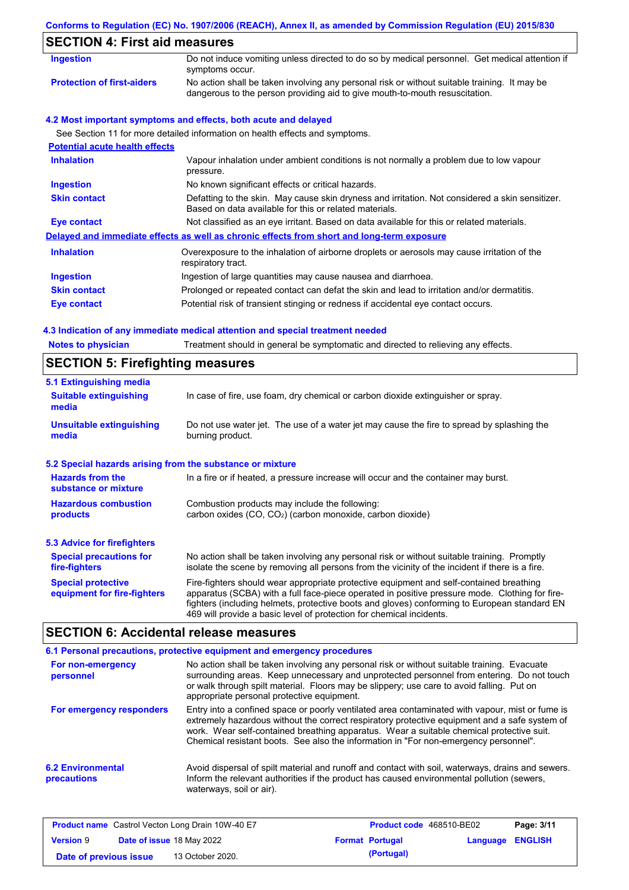## SECTION 4: First aid measures

| | |
|---|---|
| **Ingestion** | Do not induce vomiting unless directed to do so by medical personnel. Get medical attention if symptoms occur. |
| **Protection of first-aiders** | No action shall be taken involving any personal risk or without suitable training. It may be dangerous to the person providing aid to give mouth-to-mouth resuscitation. |

### 4.2 Most important symptoms and effects, both acute and delayed

See Section 11 for more detailed information on health effects and symptoms.

**Potential acute health effects**

| | |
|---|---|
| **Inhalation** | Vapour inhalation under ambient conditions is not normally a problem due to low vapour pressure. |
| **Ingestion** | No known significant effects or critical hazards. |
| **Skin contact** | Defatting to the skin. May cause skin dryness and irritation. Not considered a skin sensitizer. Based on data available for this or related materials. |
| **Eye contact** | Not classified as an eye irritant. Based on data available for this or related materials. |

**Delayed and immediate effects as well as chronic effects from short and long-term exposure**

| | |
|---|---|
| **Inhalation** | Overexposure to the inhalation of airborne droplets or aerosols may cause irritation of the respiratory tract. |
| **Ingestion** | Ingestion of large quantities may cause nausea and diarrhoea. |
| **Skin contact** | Prolonged or repeated contact can defat the skin and lead to irritation and/or dermatitis. |
| **Eye contact** | Potential risk of transient stinging or redness if accidental eye contact occurs. |

### 4.3 Indication of any immediate medical attention and special treatment needed

| | |
|---|---|
| **Notes to physician** | Treatment should in general be symptomatic and directed to relieving any effects. |

## SECTION 5: Firefighting measures

### 5.1 Extinguishing media

| | |
|---|---|
| **Suitable extinguishing media** | In case of fire, use foam, dry chemical or carbon dioxide extinguisher or spray. |
| **Unsuitable extinguishing media** | Do not use water jet. The use of a water jet may cause the fire to spread by splashing the burning product. |

### 5.2 Special hazards arising from the substance or mixture

| | |
|---|---|
| **Hazards from the substance or mixture** | In a fire or if heated, a pressure increase will occur and the container may burst. |
| **Hazardous combustion products** | Combustion products may include the following: carbon oxides (CO, $CO_2$) (carbon monoxide, carbon dioxide) |

### 5.3 Advice for firefighters

| | |
|---|---|
| **Special precautions for fire-fighters** | No action shall be taken involving any personal risk or without suitable training. Promptly isolate the scene by removing all persons from the vicinity of the incident if there is a fire. |
| **Special protective equipment for fire-fighters** | Fire-fighters should wear appropriate protective equipment and self-contained breathing apparatus (SCBA) with a full face-piece operated in positive pressure mode. Clothing for fire-fighters (including helmets, protective boots and gloves) conforming to European standard EN 469 will provide a basic level of protection for chemical incidents. |

## SECTION 6: Accidental release measures

### 6.1 Personal precautions, protective equipment and emergency procedures

| | |
|---|---|
| **For non-emergency personnel** | No action shall be taken involving any personal risk or without suitable training. Evacuate surrounding areas. Keep unnecessary and unprotected personnel from entering. Do not touch or walk through spilt material. Floors may be slippery; use care to avoid falling. Put on appropriate personal protective equipment. |
| **For emergency responders** | Entry into a confined space or poorly ventilated area contaminated with vapour, mist or fume is extremely hazardous without the correct respiratory protective equipment and a safe system of work. Wear self-contained breathing apparatus. Wear a suitable chemical protective suit. Chemical resistant boots. See also the information in "For non-emergency personnel". |

| | |
|---|---|
| **6.2 Environmental precautions** | Avoid dispersal of spilt material and runoff and contact with soil, waterways, drains and sewers. Inform the relevant authorities if the product has caused environmental pollution (sewers, waterways, soil or air). |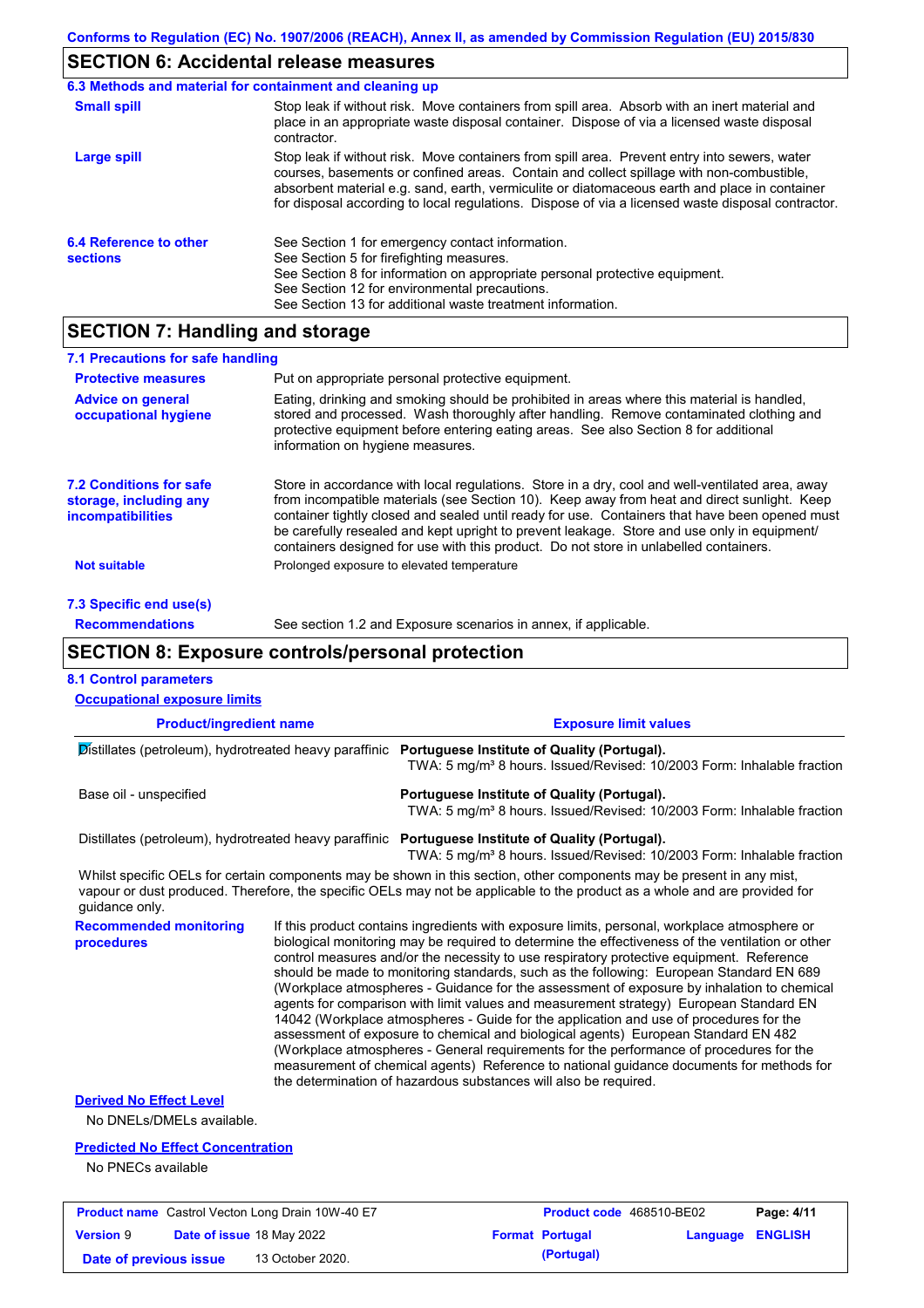## SECTION 6: Accidental release measures

### 6.3 Methods and material for containment and cleaning up

**Small spill**

Stop leak if without risk. Move containers from spill area. Absorb with an inert material and place in an appropriate waste disposal container. Dispose of via a licensed waste disposal contractor.

**Large spill**

Stop leak if without risk. Move containers from spill area. Prevent entry into sewers, water courses, basements or confined areas. Contain and collect spillage with non-combustible, absorbent material e.g. sand, earth, vermiculite or diatomaceous earth and place in container for disposal according to local regulations. Dispose of via a licensed waste disposal contractor.

### 6.4 Reference to other sections

See Section 1 for emergency contact information.
See Section 5 for firefighting measures.
See Section 8 for information on appropriate personal protective equipment.
See Section 12 for environmental precautions.
See Section 13 for additional waste treatment information.

## SECTION 7: Handling and storage

### 7.1 Precautions for safe handling

**Protective measures**

Put on appropriate personal protective equipment.

**Advice on general occupational hygiene**

Eating, drinking and smoking should be prohibited in areas where this material is handled, stored and processed. Wash thoroughly after handling. Remove contaminated clothing and protective equipment before entering eating areas. See also Section 8 for additional information on hygiene measures.

### 7.2 Conditions for safe storage, including any incompatibilities

Store in accordance with local regulations. Store in a dry, cool and well-ventilated area, away from incompatible materials (see Section 10). Keep away from heat and direct sunlight. Keep container tightly closed and sealed until ready for use. Containers that have been opened must be carefully resealed and kept upright to prevent leakage. Store and use only in equipment/ containers designed for use with this product. Do not store in unlabelled containers.

**Not suitable**

Prolonged exposure to elevated temperature

### 7.3 Specific end use(s)

**Recommendations**

See section 1.2 and Exposure scenarios in annex, if applicable.

## SECTION 8: Exposure controls/personal protection

### 8.1 Control parameters

**Occupational exposure limits**

| Product/ingredient name | Exposure limit values |
|---|---|
| Distillates (petroleum), hydrotreated heavy paraffinic | **Portuguese Institute of Quality (Portugal).** TWA: 5 mg/m³ 8 hours. Issued/Revised: 10/2003 Form: Inhalable fraction |
| Base oil - unspecified | **Portuguese Institute of Quality (Portugal).** TWA: 5 mg/m³ 8 hours. Issued/Revised: 10/2003 Form: Inhalable fraction |
| Distillates (petroleum), hydrotreated heavy paraffinic | **Portuguese Institute of Quality (Portugal).** TWA: 5 mg/m³ 8 hours. Issued/Revised: 10/2003 Form: Inhalable fraction |

Whilst specific OELs for certain components may be shown in this section, other components may be present in any mist, vapour or dust produced. Therefore, the specific OELs may not be applicable to the product as a whole and are provided for guidance only.

**Recommended monitoring procedures**

If this product contains ingredients with exposure limits, personal, workplace atmosphere or biological monitoring may be required to determine the effectiveness of the ventilation or other control measures and/or the necessity to use respiratory protective equipment. Reference should be made to monitoring standards, such as the following: European Standard EN 689 (Workplace atmospheres - Guidance for the assessment of exposure by inhalation to chemical agents for comparison with limit values and measurement strategy) European Standard EN 14042 (Workplace atmospheres - Guide for the application and use of procedures for the assessment of exposure to chemical and biological agents) European Standard EN 482 (Workplace atmospheres - General requirements for the performance of procedures for the measurement of chemical agents) Reference to national guidance documents for methods for the determination of hazardous substances will also be required.

**Derived No Effect Level**

No DNELs/DMELs available.

**Predicted No Effect Concentration**

No PNECs available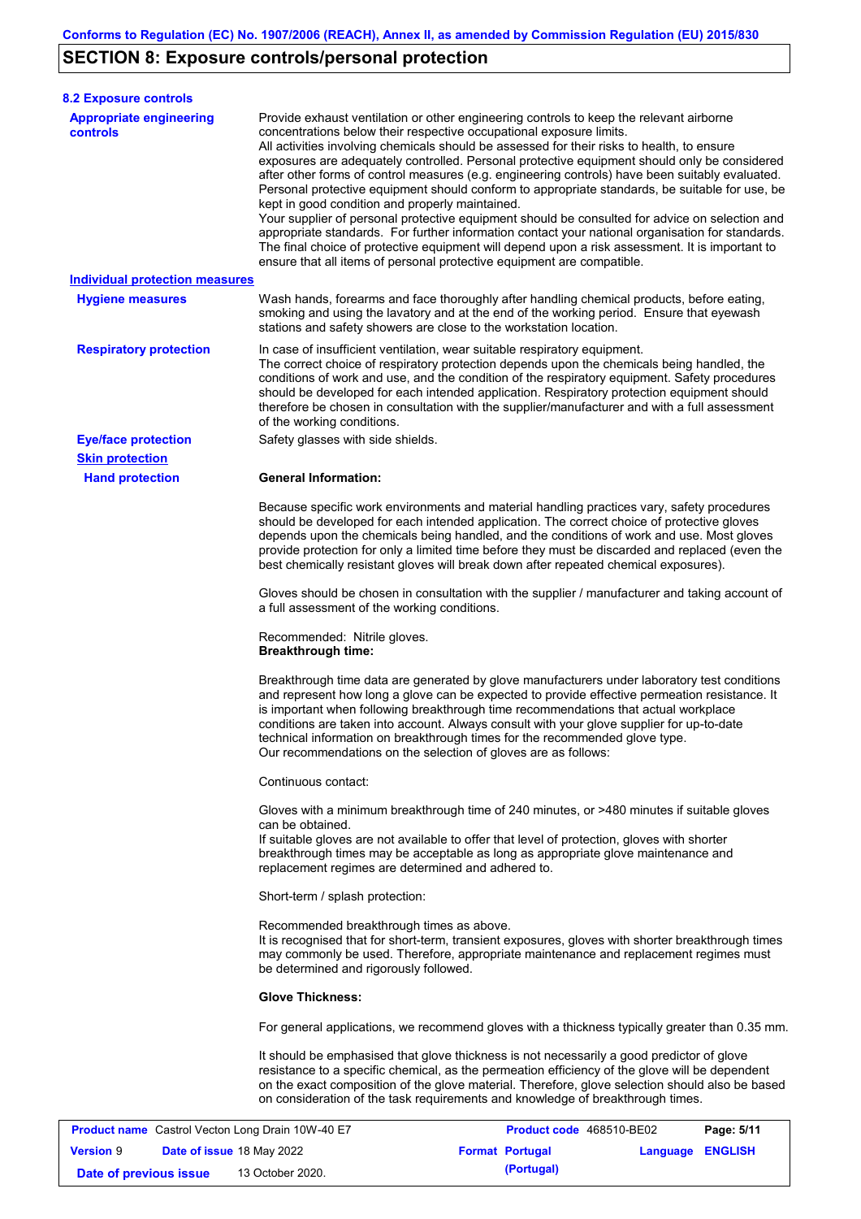## SECTION 8: Exposure controls/personal protection

### 8.2 Exposure controls

**Appropriate engineering controls**

Provide exhaust ventilation or other engineering controls to keep the relevant airborne concentrations below their respective occupational exposure limits.
All activities involving chemicals should be assessed for their risks to health, to ensure exposures are adequately controlled. Personal protective equipment should only be considered after other forms of control measures (e.g. engineering controls) have been suitably evaluated. Personal protective equipment should conform to appropriate standards, be suitable for use, be kept in good condition and properly maintained.
Your supplier of personal protective equipment should be consulted for advice on selection and appropriate standards. For further information contact your national organisation for standards. The final choice of protective equipment will depend upon a risk assessment. It is important to ensure that all items of personal protective equipment are compatible.

**Individual protection measures**

**Hygiene measures**

Wash hands, forearms and face thoroughly after handling chemical products, before eating, smoking and using the lavatory and at the end of the working period. Ensure that eyewash stations and safety showers are close to the workstation location.

**Respiratory protection**

In case of insufficient ventilation, wear suitable respiratory equipment.
The correct choice of respiratory protection depends upon the chemicals being handled, the conditions of work and use, and the condition of the respiratory equipment. Safety procedures should be developed for each intended application. Respiratory protection equipment should therefore be chosen in consultation with the supplier/manufacturer and with a full assessment of the working conditions.

**Eye/face protection**

Safety glasses with side shields.

**Skin protection**

**Hand protection**

**General Information:**

Because specific work environments and material handling practices vary, safety procedures should be developed for each intended application. The correct choice of protective gloves depends upon the chemicals being handled, and the conditions of work and use. Most gloves provide protection for only a limited time before they must be discarded and replaced (even the best chemically resistant gloves will break down after repeated chemical exposures).

Gloves should be chosen in consultation with the supplier / manufacturer and taking account of a full assessment of the working conditions.

Recommended: Nitrile gloves.
**Breakthrough time:**

Breakthrough time data are generated by glove manufacturers under laboratory test conditions and represent how long a glove can be expected to provide effective permeation resistance. It is important when following breakthrough time recommendations that actual workplace conditions are taken into account. Always consult with your glove supplier for up-to-date technical information on breakthrough times for the recommended glove type.
Our recommendations on the selection of gloves are as follows:

Continuous contact:

Gloves with a minimum breakthrough time of 240 minutes, or >480 minutes if suitable gloves can be obtained.
If suitable gloves are not available to offer that level of protection, gloves with shorter breakthrough times may be acceptable as long as appropriate glove maintenance and replacement regimes are determined and adhered to.

Short-term / splash protection:

Recommended breakthrough times as above.
It is recognised that for short-term, transient exposures, gloves with shorter breakthrough times may commonly be used. Therefore, appropriate maintenance and replacement regimes must be determined and rigorously followed.

**Glove Thickness:**

For general applications, we recommend gloves with a thickness typically greater than 0.35 mm.

It should be emphasised that glove thickness is not necessarily a good predictor of glove resistance to a specific chemical, as the permeation efficiency of the glove will be dependent on the exact composition of the glove material. Therefore, glove selection should also be based on consideration of the task requirements and knowledge of breakthrough times.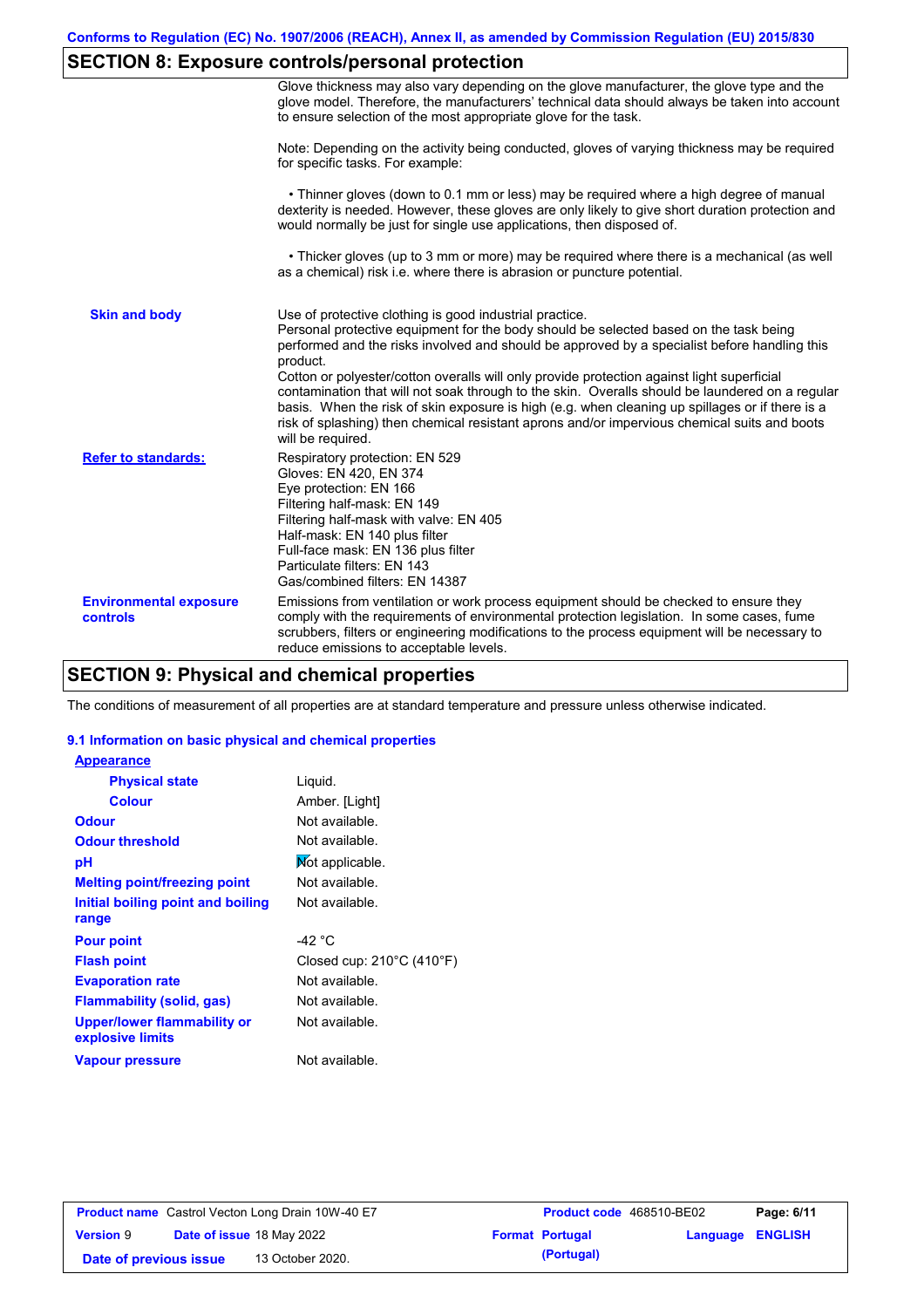## SECTION 8: Exposure controls/personal protection

| | |
|---|---|
| | Glove thickness may also vary depending on the glove manufacturer, the glove type and the glove model. Therefore, the manufacturers' technical data should always be taken into account to ensure selection of the most appropriate glove for the task.<br><br>Note: Depending on the activity being conducted, gloves of varying thickness may be required for specific tasks. For example:<br><br>• Thinner gloves (down to 0.1 mm or less) may be required where a high degree of manual dexterity is needed. However, these gloves are only likely to give short duration protection and would normally be just for single use applications, then disposed of.<br><br>• Thicker gloves (up to 3 mm or more) may be required where there is a mechanical (as well as a chemical) risk i.e. where there is abrasion or puncture potential. |
| **Skin and body** | Use of protective clothing is good industrial practice.<br>Personal protective equipment for the body should be selected based on the task being performed and the risks involved and should be approved by a specialist before handling this product.<br>Cotton or polyester/cotton overalls will only provide protection against light superficial contamination that will not soak through to the skin. Overalls should be laundered on a regular basis. When the risk of skin exposure is high (e.g. when cleaning up spillages or if there is a risk of splashing) then chemical resistant aprons and/or impervious chemical suits and boots will be required. |
| **Refer to standards:** | Respiratory protection: EN 529<br>Gloves: EN 420, EN 374<br>Eye protection: EN 166<br>Filtering half-mask: EN 149<br>Filtering half-mask with valve: EN 405<br>Half-mask: EN 140 plus filter<br>Full-face mask: EN 136 plus filter<br>Particulate filters: EN 143<br>Gas/combined filters: EN 14387 |
| **Environmental exposure controls** | Emissions from ventilation or work process equipment should be checked to ensure they comply with the requirements of environmental protection legislation. In some cases, fume scrubbers, filters or engineering modifications to the process equipment will be necessary to reduce emissions to acceptable levels. |

## SECTION 9: Physical and chemical properties

The conditions of measurement of all properties are at standard temperature and pressure unless otherwise indicated.

### 9.1 Information on basic physical and chemical properties

| | |
|---|---|
| **Appearance** | |
| **Physical state** | Liquid. |
| **Colour** | Amber. [Light] |
| **Odour** | Not available. |
| **Odour threshold** | Not available. |
| **pH** | Not applicable. |
| **Melting point/freezing point** | Not available. |
| **Initial boiling point and boiling range** | Not available. |
| **Pour point** | -42 °C |
| **Flash point** | Closed cup: 210°C (410°F) |
| **Evaporation rate** | Not available. |
| **Flammability (solid, gas)** | Not available. |
| **Upper/lower flammability or explosive limits** | Not available. |
| **Vapour pressure** | Not available. |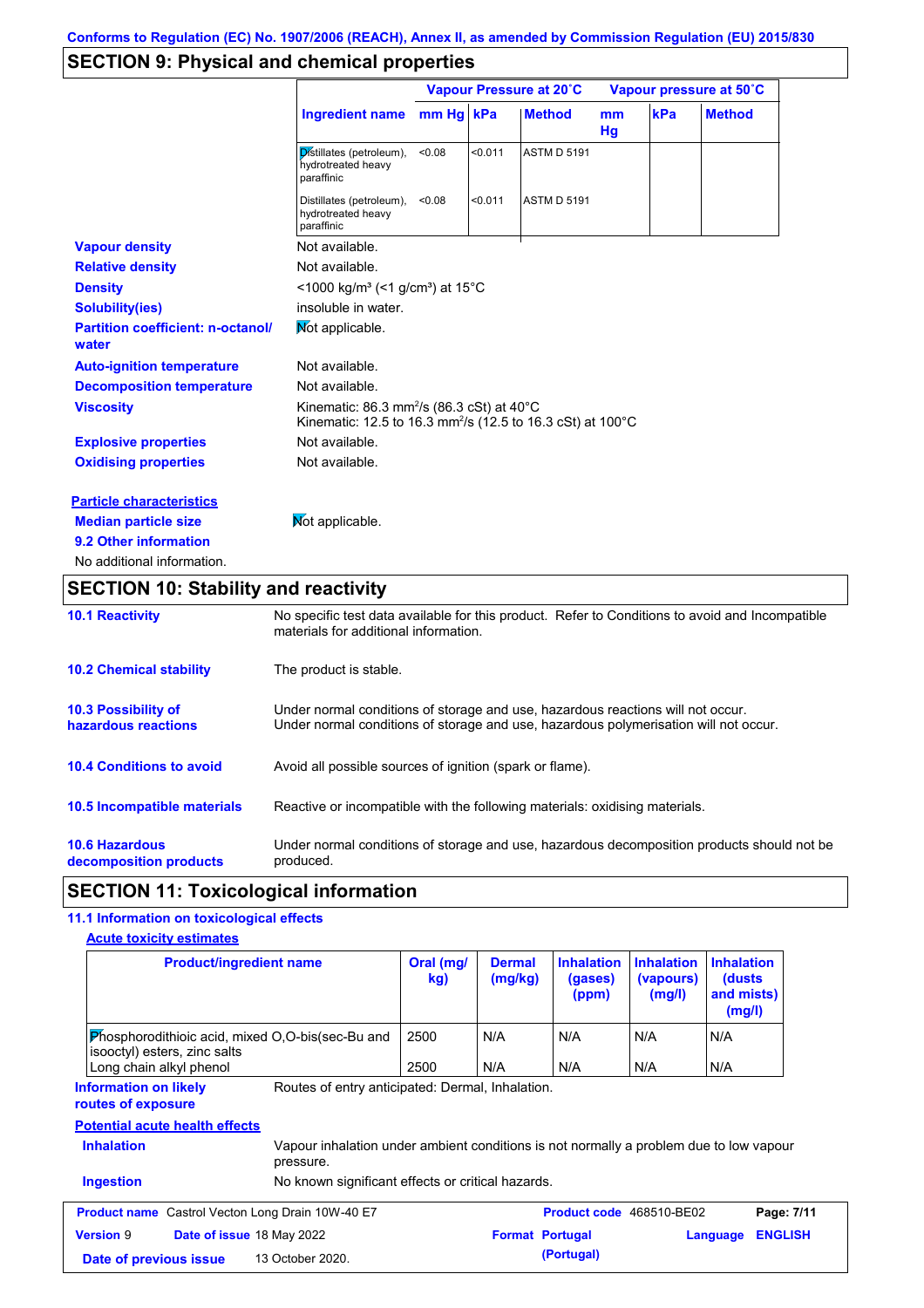## SECTION 9: Physical and chemical properties

| Ingredient name | Vapour Pressure at 20˚C | | | Vapour pressure at 50˚C | | |
|---|---|---|---|---|---|---|
| | mm Hg | kPa | Method | mm Hg | kPa | Method |
| Distillates (petroleum), hydrotreated heavy paraffinic | <0.08 | <0.011 | ASTM D 5191 | | | |
| Distillates (petroleum), hydrotreated heavy paraffinic | <0.08 | <0.011 | ASTM D 5191 | | | |

**Vapour density** Not available.

**Relative density** Not available.

**Density** <1000 kg/m³ (<1 g/cm³) at 15°C

**Solubility(ies)** insoluble in water.

**Partition coefficient: n-octanol/water** Not applicable.

**Auto-ignition temperature** Not available.

**Decomposition temperature** Not available.

**Viscosity** Kinematic: 86.3 mm²/s (86.3 cSt) at 40°C
Kinematic: 12.5 to 16.3 mm²/s (12.5 to 16.3 cSt) at 100°C

**Explosive properties** Not available.

**Oxidising properties** Not available.

**Particle characteristics**

**Median particle size** Not applicable.

**9.2 Other information**

No additional information.

## SECTION 10: Stability and reactivity

**10.1 Reactivity** No specific test data available for this product. Refer to Conditions to avoid and Incompatible materials for additional information.

**10.2 Chemical stability** The product is stable.

**10.3 Possibility of hazardous reactions** Under normal conditions of storage and use, hazardous reactions will not occur.
Under normal conditions of storage and use, hazardous polymerisation will not occur.

**10.4 Conditions to avoid** Avoid all possible sources of ignition (spark or flame).

**10.5 Incompatible materials** Reactive or incompatible with the following materials: oxidising materials.

**10.6 Hazardous decomposition products** Under normal conditions of storage and use, hazardous decomposition products should not be produced.

## SECTION 11: Toxicological information

**11.1 Information on toxicological effects**

**Acute toxicity estimates**

| Product/ingredient name | Oral (mg/kg) | Dermal (mg/kg) | Inhalation (gases) (ppm) | Inhalation (vapours) (mg/l) | Inhalation (dusts and mists) (mg/l) |
|---|---|---|---|---|---|
| Phosphorodithioic acid, mixed O,O-bis(sec-Bu and isooctyl) esters, zinc salts | 2500 | N/A | N/A | N/A | N/A |
| Long chain alkyl phenol | 2500 | N/A | N/A | N/A | N/A |

**Information on likely routes of exposure** Routes of entry anticipated: Dermal, Inhalation.

**Potential acute health effects**

**Inhalation** Vapour inhalation under ambient conditions is not normally a problem due to low vapour pressure.

**Ingestion** No known significant effects or critical hazards.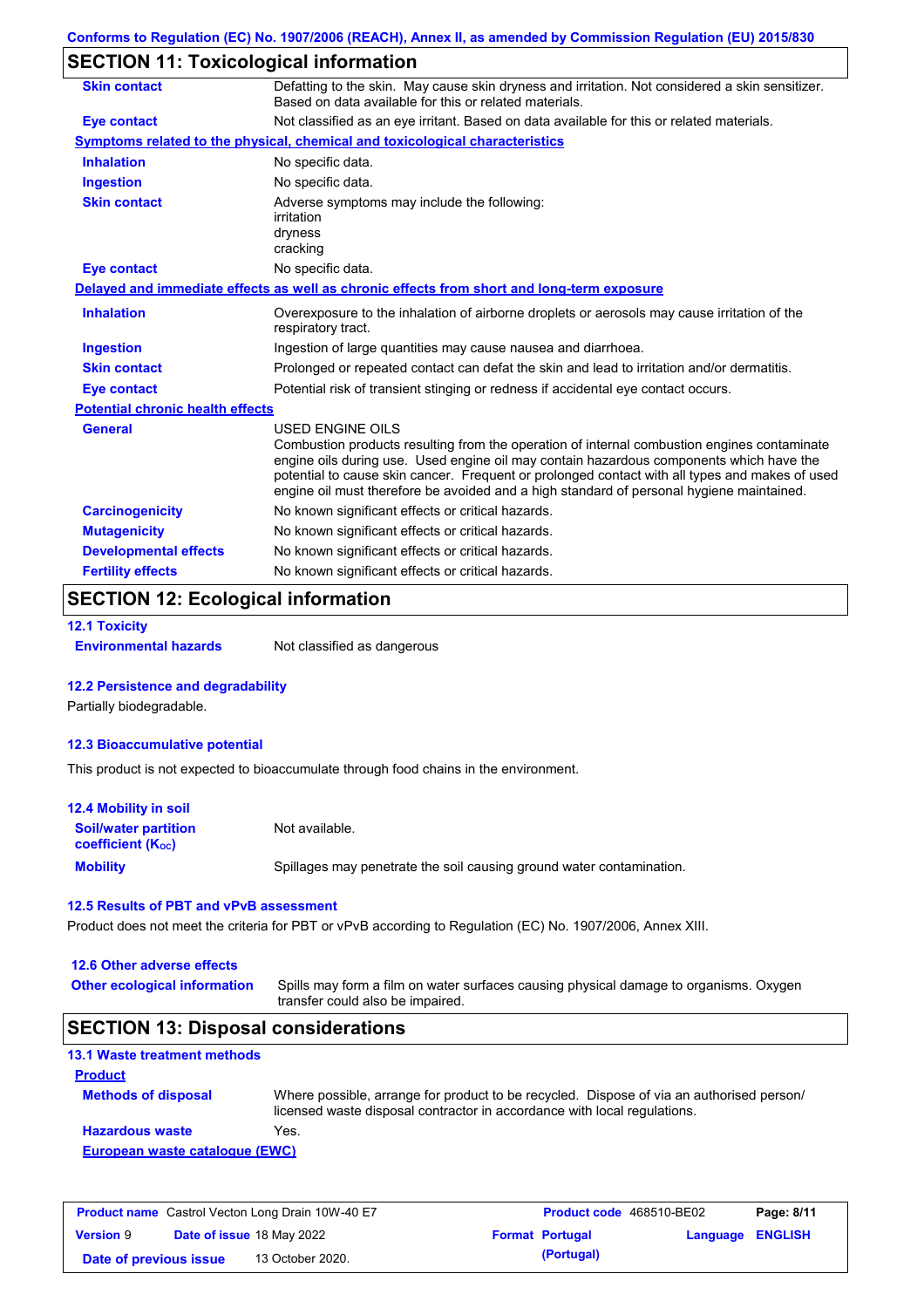Conforms to Regulation (EC) No. 1907/2006 (REACH), Annex II, as amended by Commission Regulation (EU) 2015/830

## SECTION 11: Toxicological information

| | |
|---|---|
| **Skin contact** | Defatting to the skin. May cause skin dryness and irritation. Not considered a skin sensitizer. Based on data available for this or related materials. |
| **Eye contact** | Not classified as an eye irritant. Based on data available for this or related materials. |

**Symptoms related to the physical, chemical and toxicological characteristics**

| | |
|---|---|
| **Inhalation** | No specific data. |
| **Ingestion** | No specific data. |
| **Skin contact** | Adverse symptoms may include the following: irritation dryness cracking |
| **Eye contact** | No specific data. |

**Delayed and immediate effects as well as chronic effects from short and long-term exposure**

| | |
|---|---|
| **Inhalation** | Overexposure to the inhalation of airborne droplets or aerosols may cause irritation of the respiratory tract. |
| **Ingestion** | Ingestion of large quantities may cause nausea and diarrhoea. |
| **Skin contact** | Prolonged or repeated contact can defat the skin and lead to irritation and/or dermatitis. |
| **Eye contact** | Potential risk of transient stinging or redness if accidental eye contact occurs. |

**Potential chronic health effects**

| | |
|---|---|
| **General** | USED ENGINE OILS<br>Combustion products resulting from the operation of internal combustion engines contaminate engine oils during use. Used engine oil may contain hazardous components which have the potential to cause skin cancer. Frequent or prolonged contact with all types and makes of used engine oil must therefore be avoided and a high standard of personal hygiene maintained. |
| **Carcinogenicity** | No known significant effects or critical hazards. |
| **Mutagenicity** | No known significant effects or critical hazards. |
| **Developmental effects** | No known significant effects or critical hazards. |
| **Fertility effects** | No known significant effects or critical hazards. |

## SECTION 12: Ecological information

### 12.1 Toxicity

| | |
|---|---|
| **Environmental hazards** | Not classified as dangerous |

### 12.2 Persistence and degradability

Partially biodegradable.

### 12.3 Bioaccumulative potential

This product is not expected to bioaccumulate through food chains in the environment.

### 12.4 Mobility in soil

| | |
|---|---|
| **Soil/water partition coefficient ($K_{OC}$)** | Not available. |
| **Mobility** | Spillages may penetrate the soil causing ground water contamination. |

### 12.5 Results of PBT and vPvB assessment

Product does not meet the criteria for PBT or vPvB according to Regulation (EC) No. 1907/2006, Annex XIII.

### 12.6 Other adverse effects

| | |
|---|---|
| **Other ecological information** | Spills may form a film on water surfaces causing physical damage to organisms. Oxygen transfer could also be impaired. |

## SECTION 13: Disposal considerations

### 13.1 Waste treatment methods

**Product**

| | |
|---|---|
| **Methods of disposal** | Where possible, arrange for product to be recycled. Dispose of via an authorised person/ licensed waste disposal contractor in accordance with local regulations. |
| **Hazardous waste** | Yes. |

**European waste catalogue (EWC)**

| | | | |
|---|---|---|---|
| **Product name** Castrol Vecton Long Drain 10W-40 E7 | | **Product code** 468510-BE02 | |
| **Version** 9 | **Date of issue** 18 May 2022 | **Format** Portugal (Portugal) | **Language** ENGLISH |
| **Date of previous issue** | 13 October 2020. | | |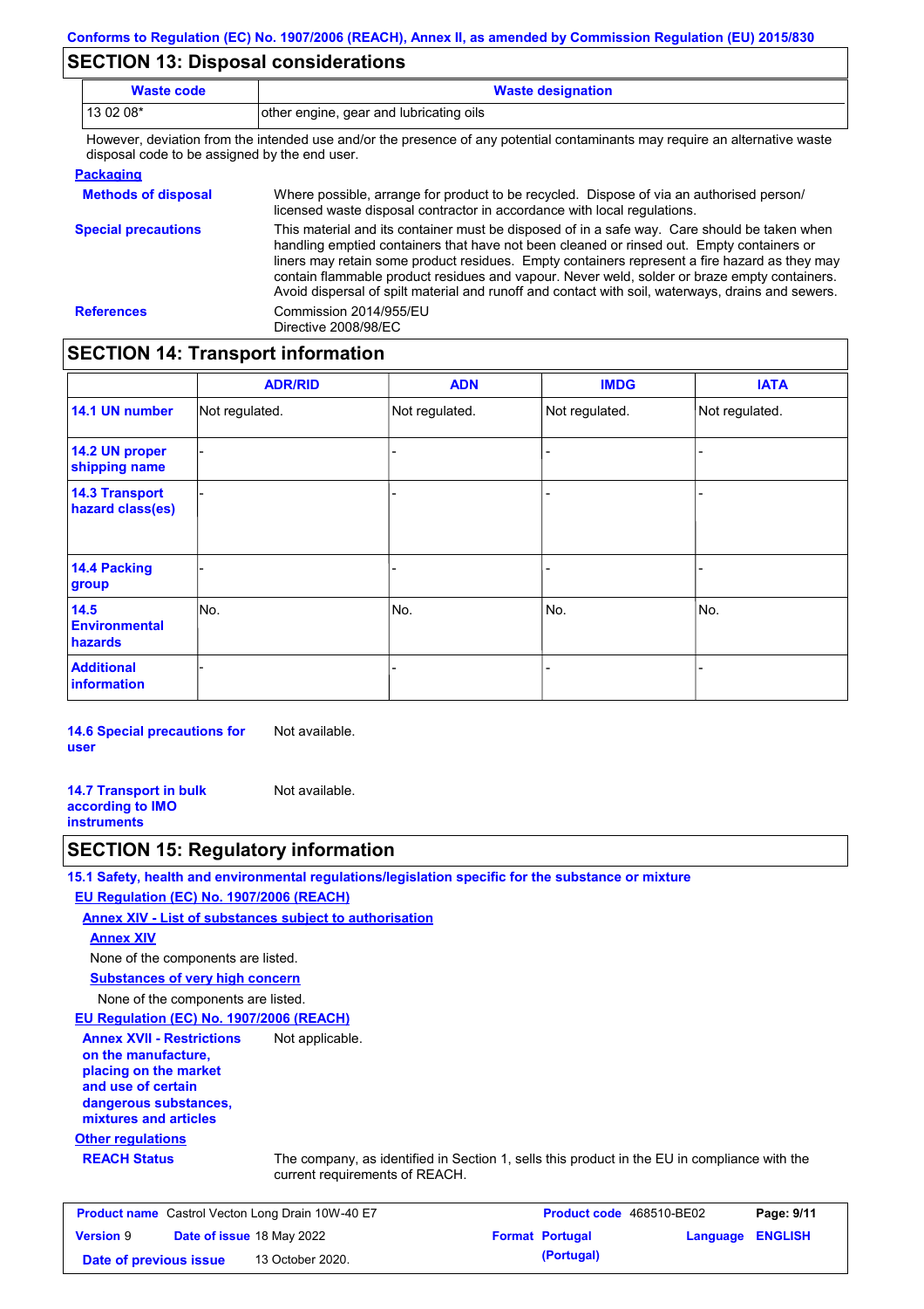## SECTION 13: Disposal considerations

| Waste code | Waste designation |
|---|---|
| 13 02 08* | other engine, gear and lubricating oils |

However, deviation from the intended use and/or the presence of any potential contaminants may require an alternative waste disposal code to be assigned by the end user.

**Packaging**

**Methods of disposal**: Where possible, arrange for product to be recycled. Dispose of via an authorised person/ licensed waste disposal contractor in accordance with local regulations.

**Special precautions**: This material and its container must be disposed of in a safe way. Care should be taken when handling emptied containers that have not been cleaned or rinsed out. Empty containers or liners may retain some product residues. Empty containers represent a fire hazard as they may contain flammable product residues and vapour. Never weld, solder or braze empty containers. Avoid dispersal of spilt material and runoff and contact with soil, waterways, drains and sewers.

**References**: Commission 2014/955/EU
Directive 2008/98/EC

## SECTION 14: Transport information

| | ADR/RID | ADN | IMDG | IATA |
|---|---|---|---|---|
| 14.1 UN number | Not regulated. | Not regulated. | Not regulated. | Not regulated. |
| 14.2 UN proper shipping name | - | - | - | - |
| 14.3 Transport hazard class(es) | - | - | - | - |
| 14.4 Packing group | - | - | - | - |
| 14.5 Environmental hazards | No. | No. | No. | No. |
| Additional information | - | - | - | - |

**14.6 Special precautions for user**: Not available.

**14.7 Transport in bulk according to IMO instruments**: Not available.

## SECTION 15: Regulatory information

**15.1 Safety, health and environmental regulations/legislation specific for the substance or mixture**

**EU Regulation (EC) No. 1907/2006 (REACH)**

**Annex XIV - List of substances subject to authorisation**

**Annex XIV**

None of the components are listed.

**Substances of very high concern**

None of the components are listed.

**EU Regulation (EC) No. 1907/2006 (REACH)**

**Annex XVII - Restrictions on the manufacture, placing on the market and use of certain dangerous substances, mixtures and articles**: Not applicable.

**Other regulations**

**REACH Status**: The company, as identified in Section 1, sells this product in the EU in compliance with the current requirements of REACH.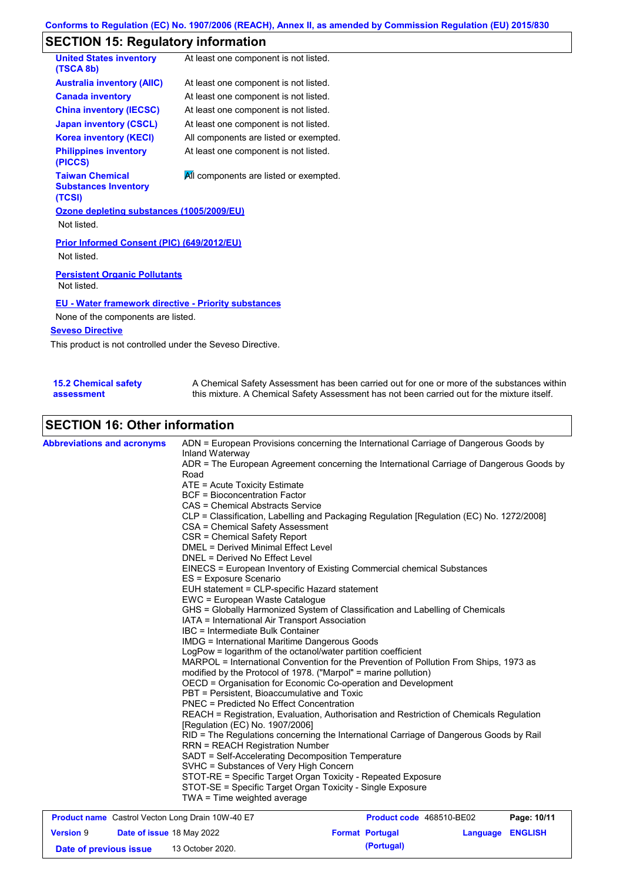## SECTION 15: Regulatory information

| | |
|---|---|
| **United States inventory (TSCA 8b)** | At least one component is not listed. |
| **Australia inventory (AIIC)** | At least one component is not listed. |
| **Canada inventory** | At least one component is not listed. |
| **China inventory (IECSC)** | At least one component is not listed. |
| **Japan inventory (CSCL)** | At least one component is not listed. |
| **Korea inventory (KECI)** | All components are listed or exempted. |
| **Philippines inventory (PICCS)** | At least one component is not listed. |
| **Taiwan Chemical Substances Inventory (TCSI)** | All components are listed or exempted. |

**Ozone depleting substances (1005/2009/EU)**

Not listed.

**Prior Informed Consent (PIC) (649/2012/EU)**

Not listed.

**Persistent Organic Pollutants**

Not listed.

**EU - Water framework directive - Priority substances**

None of the components are listed.

**Seveso Directive**

This product is not controlled under the Seveso Directive.

**15.2 Chemical safety assessment**

A Chemical Safety Assessment has been carried out for one or more of the substances within this mixture. A Chemical Safety Assessment has not been carried out for the mixture itself.

## SECTION 16: Other information

**Abbreviations and acronyms**

ADN = European Provisions concerning the International Carriage of Dangerous Goods by Inland Waterway
ADR = The European Agreement concerning the International Carriage of Dangerous Goods by Road
ATE = Acute Toxicity Estimate
BCF = Bioconcentration Factor
CAS = Chemical Abstracts Service
CLP = Classification, Labelling and Packaging Regulation [Regulation (EC) No. 1272/2008]
CSA = Chemical Safety Assessment
CSR = Chemical Safety Report
DMEL = Derived Minimal Effect Level
DNEL = Derived No Effect Level
EINECS = European Inventory of Existing Commercial chemical Substances
ES = Exposure Scenario
EUH statement = CLP-specific Hazard statement
EWC = European Waste Catalogue
GHS = Globally Harmonized System of Classification and Labelling of Chemicals
IATA = International Air Transport Association
IBC = Intermediate Bulk Container
IMDG = International Maritime Dangerous Goods
LogPow = logarithm of the octanol/water partition coefficient
MARPOL = International Convention for the Prevention of Pollution From Ships, 1973 as modified by the Protocol of 1978. ("Marpol" = marine pollution)
OECD = Organisation for Economic Co-operation and Development
PBT = Persistent, Bioaccumulative and Toxic
PNEC = Predicted No Effect Concentration
REACH = Registration, Evaluation, Authorisation and Restriction of Chemicals Regulation [Regulation (EC) No. 1907/2006]
RID = The Regulations concerning the International Carriage of Dangerous Goods by Rail
RRN = REACH Registration Number
SADT = Self-Accelerating Decomposition Temperature
SVHC = Substances of Very High Concern
STOT-RE = Specific Target Organ Toxicity - Repeated Exposure
STOT-SE = Specific Target Organ Toxicity - Single Exposure
TWA = Time weighted average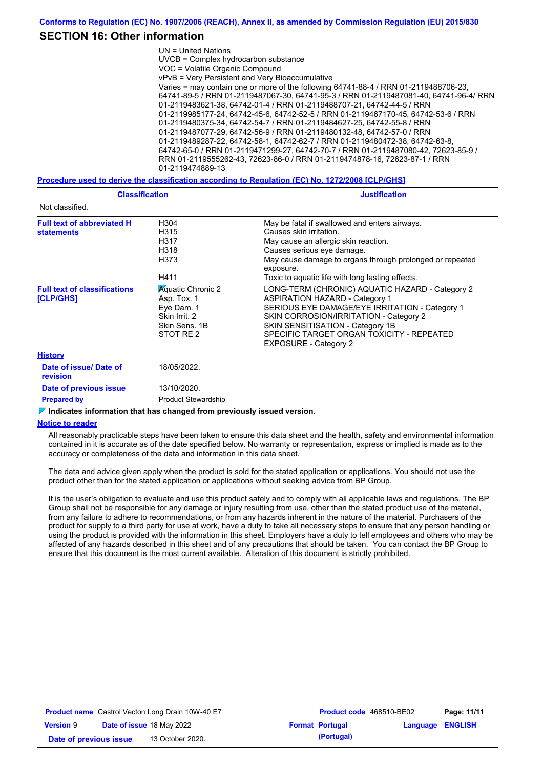## SECTION 16: Other information

UN = United Nations
UVCB = Complex hydrocarbon substance
VOC = Volatile Organic Compound
vPvB = Very Persistent and Very Bioaccumulative
Varies = may contain one or more of the following 64741-88-4 / RRN 01-2119488706-23, 64741-89-5 / RRN 01-2119487067-30, 64741-95-3 / RRN 01-2119487081-40, 64741-96-4/ RRN 01-2119483621-38, 64742-01-4 / RRN 01-2119488707-21, 64742-44-5 / RRN 01-2119985177-24, 64742-45-6, 64742-52-5 / RRN 01-2119467170-45, 64742-53-6 / RRN 01-2119480375-34, 64742-54-7 / RRN 01-2119484627-25, 64742-55-8 / RRN 01-2119487077-29, 64742-56-9 / RRN 01-2119480132-48, 64742-57-0 / RRN 01-2119489287-22, 64742-58-1, 64742-62-7 / RRN 01-2119480472-38, 64742-63-8, 64742-65-0 / RRN 01-2119471299-27, 64742-70-7 / RRN 01-2119487080-42, 72623-85-9 / RRN 01-2119555262-43, 72623-86-0 / RRN 01-2119474878-16, 72623-87-1 / RRN 01-2119474889-13

**Procedure used to derive the classification according to Regulation (EC) No. 1272/2008 [CLP/GHS]**

| Classification | Justification |
|---|---|
| Not classified. | |

**Full text of abbreviated H statements**

| | |
|---|---|
| H304 | May be fatal if swallowed and enters airways. |
| H315 | Causes skin irritation. |
| H317 | May cause an allergic skin reaction. |
| H318 | Causes serious eye damage. |
| H373 | May cause damage to organs through prolonged or repeated exposure. |
| H411 | Toxic to aquatic life with long lasting effects. |

**Full text of classifications [CLP/GHS]**

| | |
|---|---|
| Aquatic Chronic 2 | LONG-TERM (CHRONIC) AQUATIC HAZARD - Category 2 |
| Asp. Tox. 1 | ASPIRATION HAZARD - Category 1 |
| Eye Dam. 1 | SERIOUS EYE DAMAGE/EYE IRRITATION - Category 1 |
| Skin Irrit. 2 | SKIN CORROSION/IRRITATION - Category 2 |
| Skin Sens. 1B | SKIN SENSITISATION - Category 1B |
| STOT RE 2 | SPECIFIC TARGET ORGAN TOXICITY - REPEATED EXPOSURE - Category 2 |

**History**

**Date of issue/ Date of revision**: 18/05/2022.

**Date of previous issue**: 13/10/2020.

**Prepared by**: Product Stewardship

**Indicates information that has changed from previously issued version.**

**Notice to reader**

All reasonably practicable steps have been taken to ensure this data sheet and the health, safety and environmental information contained in it is accurate as of the date specified below. No warranty or representation, express or implied is made as to the accuracy or completeness of the data and information in this data sheet.

The data and advice given apply when the product is sold for the stated application or applications. You should not use the product other than for the stated application or applications without seeking advice from BP Group.

It is the user's obligation to evaluate and use this product safely and to comply with all applicable laws and regulations. The BP Group shall not be responsible for any damage or injury resulting from use, other than the stated product use of the material, from any failure to adhere to recommendations, or from any hazards inherent in the nature of the material. Purchasers of the product for supply to a third party for use at work, have a duty to take all necessary steps to ensure that any person handling or using the product is provided with the information in this sheet. Employers have a duty to tell employees and others who may be affected of any hazards described in this sheet and of any precautions that should be taken. You can contact the BP Group to ensure that this document is the most current available. Alteration of this document is strictly prohibited.